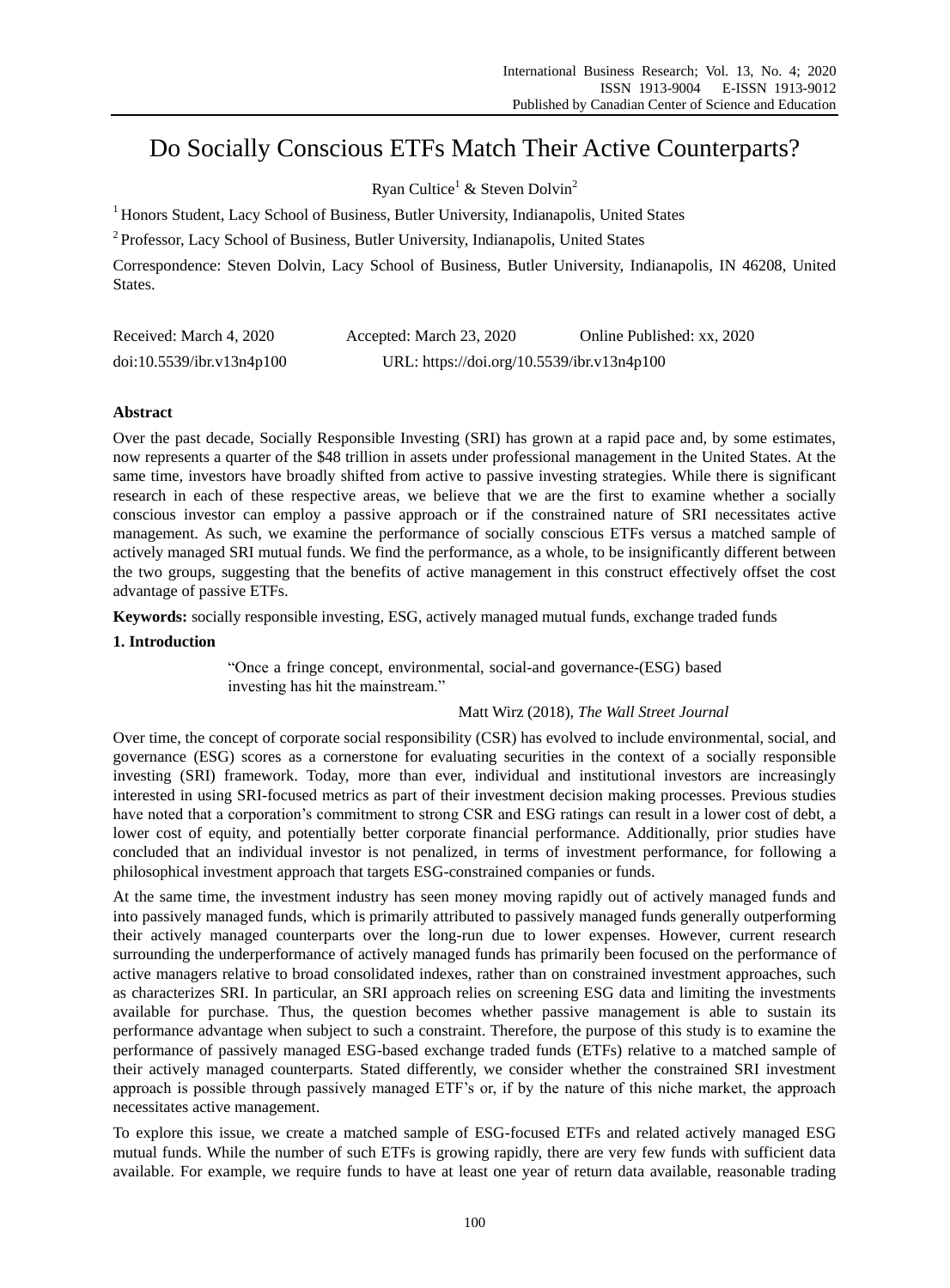# Do Socially Conscious ETFs Match Their Active Counterparts?

Ryan Cultice[1] & Steven Dolvin[2]

[1] Honors Student, Lacy School of Business, Butler University, Indianapolis, United States

[2] Professor, Lacy School of Business, Butler University, Indianapolis, United States

Correspondence: Steven Dolvin, Lacy School of Business, Butler University, Indianapolis, IN 46208, United States.

Received: March 4, 2020 Accepted: March 23, 2020 Online Published: xx, 2020

doi:10.5539/ibr.v13n4p100 URL: https://doi.org/10.5539/ibr.v13n4p100

## Abstract

Over the past decade, Socially Responsible Investing (SRI) has grown at a rapid pace and, by some estimates, now represents a quarter of the $48 trillion in assets under professional management in the United States. At the same time, investors have broadly shifted from active to passive investing strategies. While there is significant research in each of these respective areas, we believe that we are the first to examine whether a socially conscious investor can employ a passive approach or if the constrained nature of SRI necessitates active management. As such, we examine the performance of socially conscious ETFs versus a matched sample of actively managed SRI mutual funds. We find the performance, as a whole, to be insignificantly different between the two groups, suggesting that the benefits of active management in this construct effectively offset the cost advantage of passive ETFs.

**Keywords:** socially responsible investing, ESG, actively managed mutual funds, exchange traded funds

## 1. Introduction

> "Once a fringe concept, environmental, social-and governance-(ESG) based investing has hit the mainstream."
>
> Matt Wirz (2018), *The Wall Street Journal*

Over time, the concept of corporate social responsibility (CSR) has evolved to include environmental, social, and governance (ESG) scores as a cornerstone for evaluating securities in the context of a socially responsible investing (SRI) framework. Today, more than ever, individual and institutional investors are increasingly interested in using SRI-focused metrics as part of their investment decision making processes. Previous studies have noted that a corporation's commitment to strong CSR and ESG ratings can result in a lower cost of debt, a lower cost of equity, and potentially better corporate financial performance. Additionally, prior studies have concluded that an individual investor is not penalized, in terms of investment performance, for following a philosophical investment approach that targets ESG-constrained companies or funds.

At the same time, the investment industry has seen money moving rapidly out of actively managed funds and into passively managed funds, which is primarily attributed to passively managed funds generally outperforming their actively managed counterparts over the long-run due to lower expenses. However, current research surrounding the underperformance of actively managed funds has primarily been focused on the performance of active managers relative to broad consolidated indexes, rather than on constrained investment approaches, such as characterizes SRI. In particular, an SRI approach relies on screening ESG data and limiting the investments available for purchase. Thus, the question becomes whether passive management is able to sustain its performance advantage when subject to such a constraint. Therefore, the purpose of this study is to examine the performance of passively managed ESG-based exchange traded funds (ETFs) relative to a matched sample of their actively managed counterparts. Stated differently, we consider whether the constrained SRI investment approach is possible through passively managed ETF's or, if by the nature of this niche market, the approach necessitates active management.

To explore this issue, we create a matched sample of ESG-focused ETFs and related actively managed ESG mutual funds. While the number of such ETFs is growing rapidly, there are very few funds with sufficient data available. For example, we require funds to have at least one year of return data available, reasonable trading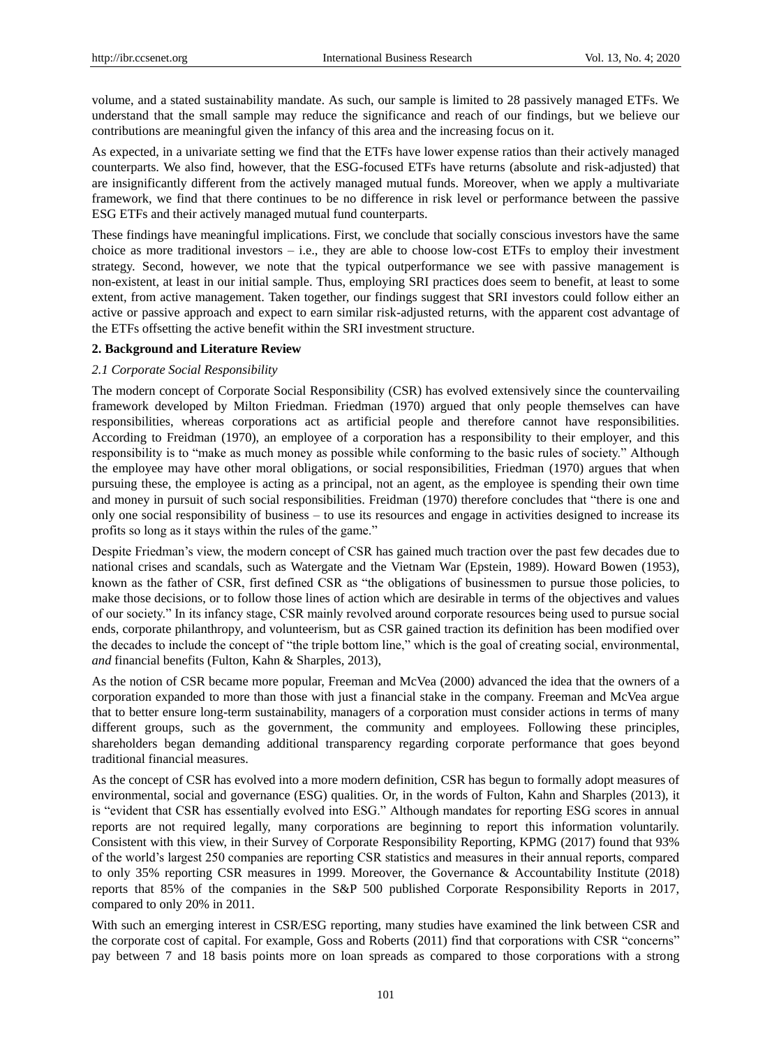volume, and a stated sustainability mandate. As such, our sample is limited to 28 passively managed ETFs. We understand that the small sample may reduce the significance and reach of our findings, but we believe our contributions are meaningful given the infancy of this area and the increasing focus on it.

As expected, in a univariate setting we find that the ETFs have lower expense ratios than their actively managed counterparts. We also find, however, that the ESG-focused ETFs have returns (absolute and risk-adjusted) that are insignificantly different from the actively managed mutual funds. Moreover, when we apply a multivariate framework, we find that there continues to be no difference in risk level or performance between the passive ESG ETFs and their actively managed mutual fund counterparts.

These findings have meaningful implications. First, we conclude that socially conscious investors have the same choice as more traditional investors – i.e., they are able to choose low-cost ETFs to employ their investment strategy. Second, however, we note that the typical outperformance we see with passive management is non-existent, at least in our initial sample. Thus, employing SRI practices does seem to benefit, at least to some extent, from active management. Taken together, our findings suggest that SRI investors could follow either an active or passive approach and expect to earn similar risk-adjusted returns, with the apparent cost advantage of the ETFs offsetting the active benefit within the SRI investment structure.

## 2. Background and Literature Review

### *2.1 Corporate Social Responsibility*

The modern concept of Corporate Social Responsibility (CSR) has evolved extensively since the countervailing framework developed by Milton Friedman. Friedman (1970) argued that only people themselves can have responsibilities, whereas corporations act as artificial people and therefore cannot have responsibilities. According to Freidman (1970), an employee of a corporation has a responsibility to their employer, and this responsibility is to "make as much money as possible while conforming to the basic rules of society." Although the employee may have other moral obligations, or social responsibilities, Friedman (1970) argues that when pursuing these, the employee is acting as a principal, not an agent, as the employee is spending their own time and money in pursuit of such social responsibilities. Freidman (1970) therefore concludes that "there is one and only one social responsibility of business – to use its resources and engage in activities designed to increase its profits so long as it stays within the rules of the game."

Despite Friedman's view, the modern concept of CSR has gained much traction over the past few decades due to national crises and scandals, such as Watergate and the Vietnam War (Epstein, 1989). Howard Bowen (1953), known as the father of CSR, first defined CSR as "the obligations of businessmen to pursue those policies, to make those decisions, or to follow those lines of action which are desirable in terms of the objectives and values of our society." In its infancy stage, CSR mainly revolved around corporate resources being used to pursue social ends, corporate philanthropy, and volunteerism, but as CSR gained traction its definition has been modified over the decades to include the concept of "the triple bottom line," which is the goal of creating social, environmental, *and* financial benefits (Fulton, Kahn & Sharples, 2013),

As the notion of CSR became more popular, Freeman and McVea (2000) advanced the idea that the owners of a corporation expanded to more than those with just a financial stake in the company. Freeman and McVea argue that to better ensure long-term sustainability, managers of a corporation must consider actions in terms of many different groups, such as the government, the community and employees. Following these principles, shareholders began demanding additional transparency regarding corporate performance that goes beyond traditional financial measures.

As the concept of CSR has evolved into a more modern definition, CSR has begun to formally adopt measures of environmental, social and governance (ESG) qualities. Or, in the words of Fulton, Kahn and Sharples (2013), it is "evident that CSR has essentially evolved into ESG." Although mandates for reporting ESG scores in annual reports are not required legally, many corporations are beginning to report this information voluntarily. Consistent with this view, in their Survey of Corporate Responsibility Reporting, KPMG (2017) found that 93% of the world's largest 250 companies are reporting CSR statistics and measures in their annual reports, compared to only 35% reporting CSR measures in 1999. Moreover, the Governance & Accountability Institute (2018) reports that 85% of the companies in the S&P 500 published Corporate Responsibility Reports in 2017, compared to only 20% in 2011.

With such an emerging interest in CSR/ESG reporting, many studies have examined the link between CSR and the corporate cost of capital. For example, Goss and Roberts (2011) find that corporations with CSR "concerns" pay between 7 and 18 basis points more on loan spreads as compared to those corporations with a strong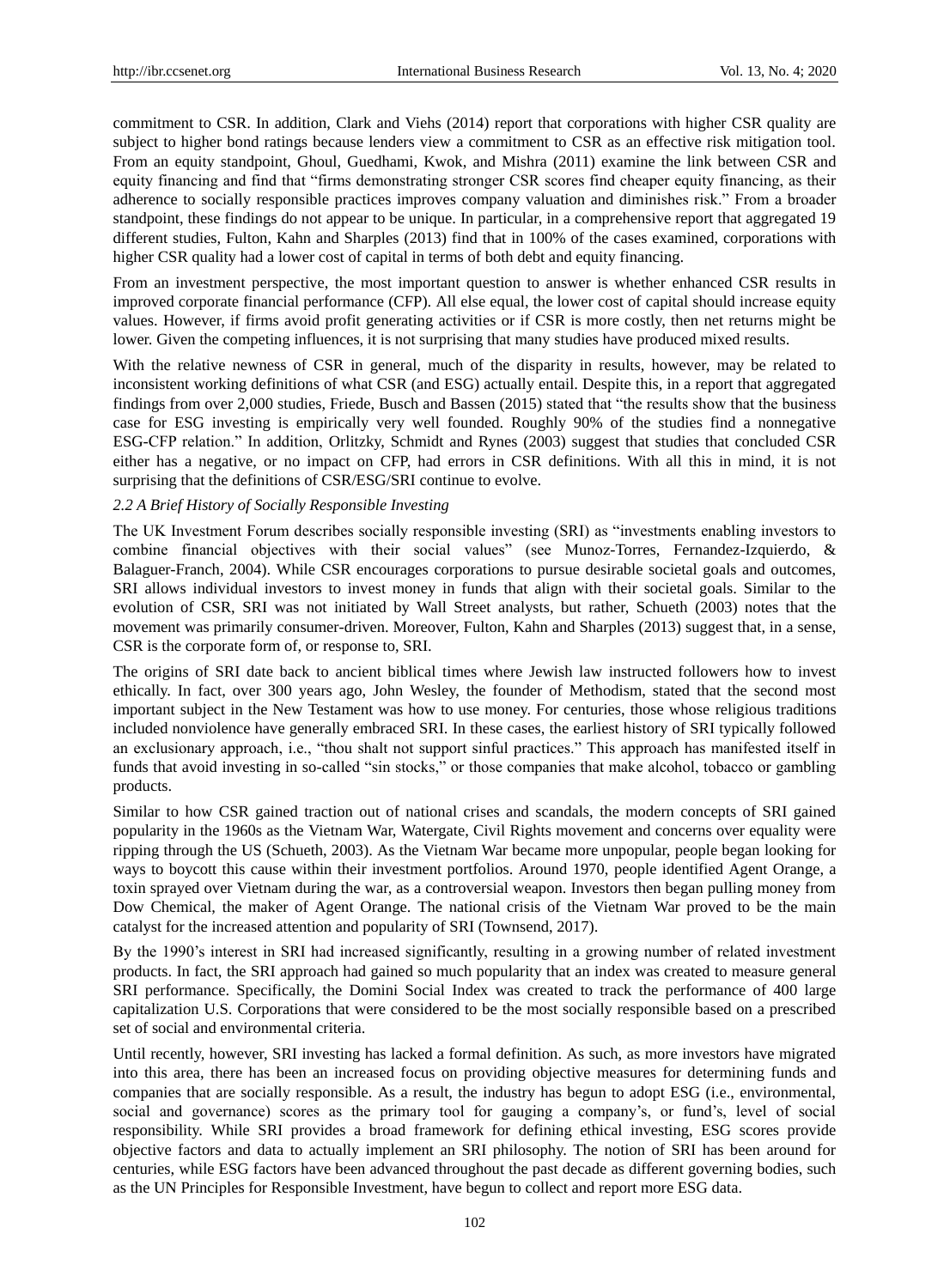commitment to CSR. In addition, Clark and Viehs (2014) report that corporations with higher CSR quality are subject to higher bond ratings because lenders view a commitment to CSR as an effective risk mitigation tool. From an equity standpoint, Ghoul, Guedhami, Kwok, and Mishra (2011) examine the link between CSR and equity financing and find that "firms demonstrating stronger CSR scores find cheaper equity financing, as their adherence to socially responsible practices improves company valuation and diminishes risk." From a broader standpoint, these findings do not appear to be unique. In particular, in a comprehensive report that aggregated 19 different studies, Fulton, Kahn and Sharples (2013) find that in 100% of the cases examined, corporations with higher CSR quality had a lower cost of capital in terms of both debt and equity financing.

From an investment perspective, the most important question to answer is whether enhanced CSR results in improved corporate financial performance (CFP). All else equal, the lower cost of capital should increase equity values. However, if firms avoid profit generating activities or if CSR is more costly, then net returns might be lower. Given the competing influences, it is not surprising that many studies have produced mixed results.

With the relative newness of CSR in general, much of the disparity in results, however, may be related to inconsistent working definitions of what CSR (and ESG) actually entail. Despite this, in a report that aggregated findings from over 2,000 studies, Friede, Busch and Bassen (2015) stated that "the results show that the business case for ESG investing is empirically very well founded. Roughly 90% of the studies find a nonnegative ESG-CFP relation." In addition, Orlitzky, Schmidt and Rynes (2003) suggest that studies that concluded CSR either has a negative, or no impact on CFP, had errors in CSR definitions. With all this in mind, it is not surprising that the definitions of CSR/ESG/SRI continue to evolve.

### *2.2 A Brief History of Socially Responsible Investing*

The UK Investment Forum describes socially responsible investing (SRI) as "investments enabling investors to combine financial objectives with their social values" (see Munoz-Torres, Fernandez-Izquierdo, & Balaguer-Franch, 2004). While CSR encourages corporations to pursue desirable societal goals and outcomes, SRI allows individual investors to invest money in funds that align with their societal goals. Similar to the evolution of CSR, SRI was not initiated by Wall Street analysts, but rather, Schueth (2003) notes that the movement was primarily consumer-driven. Moreover, Fulton, Kahn and Sharples (2013) suggest that, in a sense, CSR is the corporate form of, or response to, SRI.

The origins of SRI date back to ancient biblical times where Jewish law instructed followers how to invest ethically. In fact, over 300 years ago, John Wesley, the founder of Methodism, stated that the second most important subject in the New Testament was how to use money. For centuries, those whose religious traditions included nonviolence have generally embraced SRI. In these cases, the earliest history of SRI typically followed an exclusionary approach, i.e., "thou shalt not support sinful practices." This approach has manifested itself in funds that avoid investing in so-called "sin stocks," or those companies that make alcohol, tobacco or gambling products.

Similar to how CSR gained traction out of national crises and scandals, the modern concepts of SRI gained popularity in the 1960s as the Vietnam War, Watergate, Civil Rights movement and concerns over equality were ripping through the US (Schueth, 2003). As the Vietnam War became more unpopular, people began looking for ways to boycott this cause within their investment portfolios. Around 1970, people identified Agent Orange, a toxin sprayed over Vietnam during the war, as a controversial weapon. Investors then began pulling money from Dow Chemical, the maker of Agent Orange. The national crisis of the Vietnam War proved to be the main catalyst for the increased attention and popularity of SRI (Townsend, 2017).

By the 1990's interest in SRI had increased significantly, resulting in a growing number of related investment products. In fact, the SRI approach had gained so much popularity that an index was created to measure general SRI performance. Specifically, the Domini Social Index was created to track the performance of 400 large capitalization U.S. Corporations that were considered to be the most socially responsible based on a prescribed set of social and environmental criteria.

Until recently, however, SRI investing has lacked a formal definition. As such, as more investors have migrated into this area, there has been an increased focus on providing objective measures for determining funds and companies that are socially responsible. As a result, the industry has begun to adopt ESG (i.e., environmental, social and governance) scores as the primary tool for gauging a company's, or fund's, level of social responsibility. While SRI provides a broad framework for defining ethical investing, ESG scores provide objective factors and data to actually implement an SRI philosophy. The notion of SRI has been around for centuries, while ESG factors have been advanced throughout the past decade as different governing bodies, such as the UN Principles for Responsible Investment, have begun to collect and report more ESG data.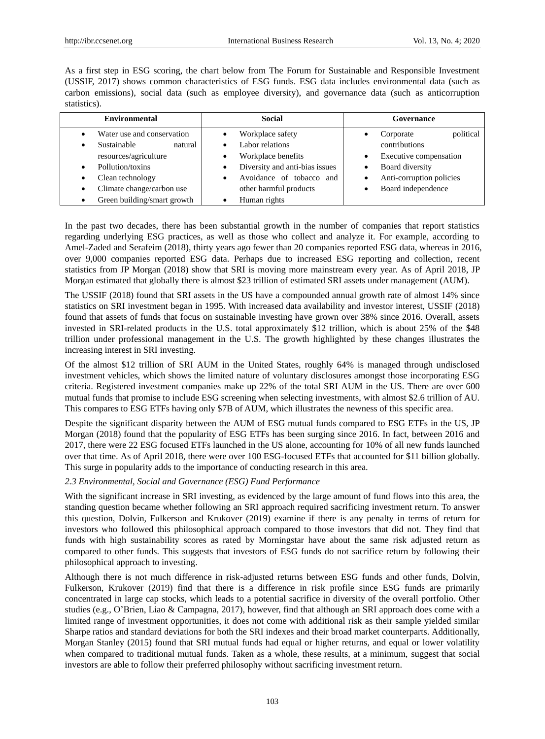As a first step in ESG scoring, the chart below from The Forum for Sustainable and Responsible Investment (USSIF, 2017) shows common characteristics of ESG funds. ESG data includes environmental data (such as carbon emissions), social data (such as employee diversity), and governance data (such as anticorruption statistics).

| Environmental | Social | Governance |
|---|---|---|
| • Water use and conservation<br>• Sustainable natural resources/agriculture<br>• Pollution/toxins<br>• Clean technology<br>• Climate change/carbon use<br>• Green building/smart growth | • Workplace safety<br>• Labor relations<br>• Workplace benefits<br>• Diversity and anti-bias issues<br>• Avoidance of tobacco and other harmful products<br>• Human rights | • Corporate political contributions<br>• Executive compensation<br>• Board diversity<br>• Anti-corruption policies<br>• Board independence |

In the past two decades, there has been substantial growth in the number of companies that report statistics regarding underlying ESG practices, as well as those who collect and analyze it. For example, according to Amel-Zaded and Serafeim (2018), thirty years ago fewer than 20 companies reported ESG data, whereas in 2016, over 9,000 companies reported ESG data. Perhaps due to increased ESG reporting and collection, recent statistics from JP Morgan (2018) show that SRI is moving more mainstream every year. As of April 2018, JP Morgan estimated that globally there is almost $23 trillion of estimated SRI assets under management (AUM).

The USSIF (2018) found that SRI assets in the US have a compounded annual growth rate of almost 14% since statistics on SRI investment began in 1995. With increased data availability and investor interest, USSIF (2018) found that assets of funds that focus on sustainable investing have grown over 38% since 2016. Overall, assets invested in SRI-related products in the U.S. total approximately $12 trillion, which is about 25% of the $48 trillion under professional management in the U.S. The growth highlighted by these changes illustrates the increasing interest in SRI investing.

Of the almost $12 trillion of SRI AUM in the United States, roughly 64% is managed through undisclosed investment vehicles, which shows the limited nature of voluntary disclosures amongst those incorporating ESG criteria. Registered investment companies make up 22% of the total SRI AUM in the US. There are over 600 mutual funds that promise to include ESG screening when selecting investments, with almost $2.6 trillion of AU. This compares to ESG ETFs having only $7B of AUM, which illustrates the newness of this specific area.

Despite the significant disparity between the AUM of ESG mutual funds compared to ESG ETFs in the US, JP Morgan (2018) found that the popularity of ESG ETFs has been surging since 2016. In fact, between 2016 and 2017, there were 22 ESG focused ETFs launched in the US alone, accounting for 10% of all new funds launched over that time. As of April 2018, there were over 100 ESG-focused ETFs that accounted for $11 billion globally. This surge in popularity adds to the importance of conducting research in this area.

### *2.3 Environmental, Social and Governance (ESG) Fund Performance*

With the significant increase in SRI investing, as evidenced by the large amount of fund flows into this area, the standing question became whether following an SRI approach required sacrificing investment return. To answer this question, Dolvin, Fulkerson and Krukover (2019) examine if there is any penalty in terms of return for investors who followed this philosophical approach compared to those investors that did not. They find that funds with high sustainability scores as rated by Morningstar have about the same risk adjusted return as compared to other funds. This suggests that investors of ESG funds do not sacrifice return by following their philosophical approach to investing.

Although there is not much difference in risk-adjusted returns between ESG funds and other funds, Dolvin, Fulkerson, Krukover (2019) find that there is a difference in risk profile since ESG funds are primarily concentrated in large cap stocks, which leads to a potential sacrifice in diversity of the overall portfolio. Other studies (e.g., O'Brien, Liao & Campagna, 2017), however, find that although an SRI approach does come with a limited range of investment opportunities, it does not come with additional risk as their sample yielded similar Sharpe ratios and standard deviations for both the SRI indexes and their broad market counterparts. Additionally, Morgan Stanley (2015) found that SRI mutual funds had equal or higher returns, and equal or lower volatility when compared to traditional mutual funds. Taken as a whole, these results, at a minimum, suggest that social investors are able to follow their preferred philosophy without sacrificing investment return.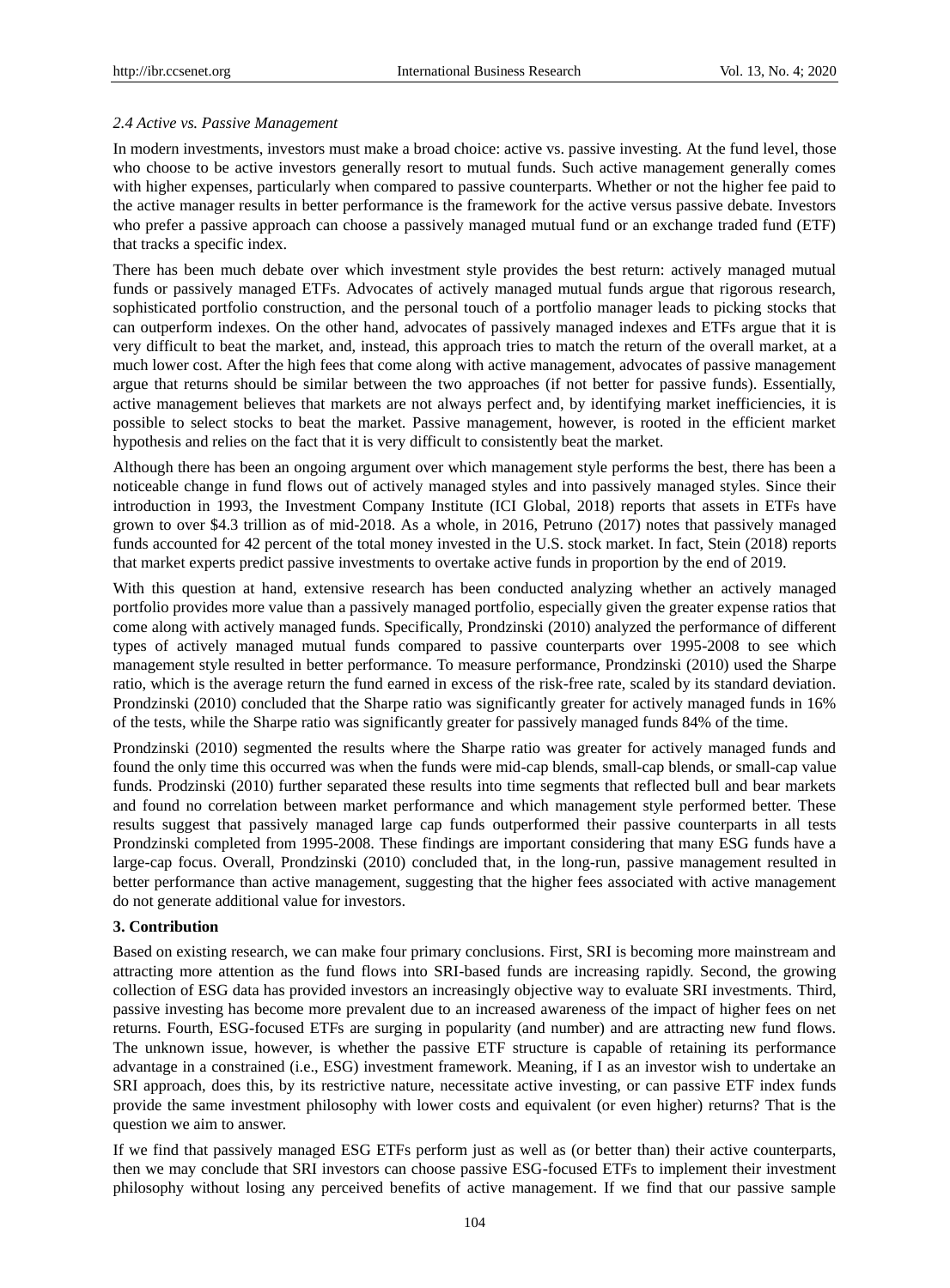### *2.4 Active vs. Passive Management*

In modern investments, investors must make a broad choice: active vs. passive investing. At the fund level, those who choose to be active investors generally resort to mutual funds. Such active management generally comes with higher expenses, particularly when compared to passive counterparts. Whether or not the higher fee paid to the active manager results in better performance is the framework for the active versus passive debate. Investors who prefer a passive approach can choose a passively managed mutual fund or an exchange traded fund (ETF) that tracks a specific index.

There has been much debate over which investment style provides the best return: actively managed mutual funds or passively managed ETFs. Advocates of actively managed mutual funds argue that rigorous research, sophisticated portfolio construction, and the personal touch of a portfolio manager leads to picking stocks that can outperform indexes. On the other hand, advocates of passively managed indexes and ETFs argue that it is very difficult to beat the market, and, instead, this approach tries to match the return of the overall market, at a much lower cost. After the high fees that come along with active management, advocates of passive management argue that returns should be similar between the two approaches (if not better for passive funds). Essentially, active management believes that markets are not always perfect and, by identifying market inefficiencies, it is possible to select stocks to beat the market. Passive management, however, is rooted in the efficient market hypothesis and relies on the fact that it is very difficult to consistently beat the market.

Although there has been an ongoing argument over which management style performs the best, there has been a noticeable change in fund flows out of actively managed styles and into passively managed styles. Since their introduction in 1993, the Investment Company Institute (ICI Global, 2018) reports that assets in ETFs have grown to over \$4.3 trillion as of mid-2018. As a whole, in 2016, Petruno (2017) notes that passively managed funds accounted for 42 percent of the total money invested in the U.S. stock market. In fact, Stein (2018) reports that market experts predict passive investments to overtake active funds in proportion by the end of 2019.

With this question at hand, extensive research has been conducted analyzing whether an actively managed portfolio provides more value than a passively managed portfolio, especially given the greater expense ratios that come along with actively managed funds. Specifically, Prondzinski (2010) analyzed the performance of different types of actively managed mutual funds compared to passive counterparts over 1995-2008 to see which management style resulted in better performance. To measure performance, Prondzinski (2010) used the Sharpe ratio, which is the average return the fund earned in excess of the risk-free rate, scaled by its standard deviation. Prondzinski (2010) concluded that the Sharpe ratio was significantly greater for actively managed funds in 16% of the tests, while the Sharpe ratio was significantly greater for passively managed funds 84% of the time.

Prondzinski (2010) segmented the results where the Sharpe ratio was greater for actively managed funds and found the only time this occurred was when the funds were mid-cap blends, small-cap blends, or small-cap value funds. Prodzinski (2010) further separated these results into time segments that reflected bull and bear markets and found no correlation between market performance and which management style performed better. These results suggest that passively managed large cap funds outperformed their passive counterparts in all tests Prondzinski completed from 1995-2008. These findings are important considering that many ESG funds have a large-cap focus. Overall, Prondzinski (2010) concluded that, in the long-run, passive management resulted in better performance than active management, suggesting that the higher fees associated with active management do not generate additional value for investors.

## 3. Contribution

Based on existing research, we can make four primary conclusions. First, SRI is becoming more mainstream and attracting more attention as the fund flows into SRI-based funds are increasing rapidly. Second, the growing collection of ESG data has provided investors an increasingly objective way to evaluate SRI investments. Third, passive investing has become more prevalent due to an increased awareness of the impact of higher fees on net returns. Fourth, ESG-focused ETFs are surging in popularity (and number) and are attracting new fund flows. The unknown issue, however, is whether the passive ETF structure is capable of retaining its performance advantage in a constrained (i.e., ESG) investment framework. Meaning, if I as an investor wish to undertake an SRI approach, does this, by its restrictive nature, necessitate active investing, or can passive ETF index funds provide the same investment philosophy with lower costs and equivalent (or even higher) returns? That is the question we aim to answer.

If we find that passively managed ESG ETFs perform just as well as (or better than) their active counterparts, then we may conclude that SRI investors can choose passive ESG-focused ETFs to implement their investment philosophy without losing any perceived benefits of active management. If we find that our passive sample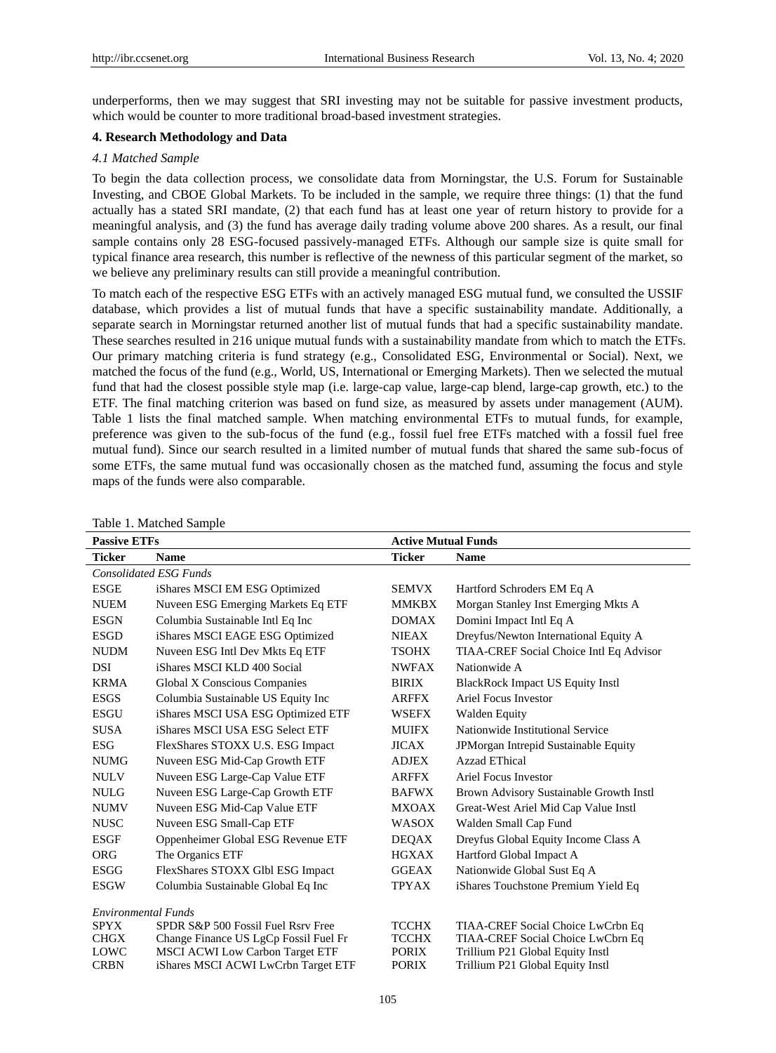underperforms, then we may suggest that SRI investing may not be suitable for passive investment products, which would be counter to more traditional broad-based investment strategies.

## 4. Research Methodology and Data

### *4.1 Matched Sample*

To begin the data collection process, we consolidate data from Morningstar, the U.S. Forum for Sustainable Investing, and CBOE Global Markets. To be included in the sample, we require three things: (1) that the fund actually has a stated SRI mandate, (2) that each fund has at least one year of return history to provide for a meaningful analysis, and (3) the fund has average daily trading volume above 200 shares. As a result, our final sample contains only 28 ESG-focused passively-managed ETFs. Although our sample size is quite small for typical finance area research, this number is reflective of the newness of this particular segment of the market, so we believe any preliminary results can still provide a meaningful contribution.

To match each of the respective ESG ETFs with an actively managed ESG mutual fund, we consulted the USSIF database, which provides a list of mutual funds that have a specific sustainability mandate. Additionally, a separate search in Morningstar returned another list of mutual funds that had a specific sustainability mandate. These searches resulted in 216 unique mutual funds with a sustainability mandate from which to match the ETFs. Our primary matching criteria is fund strategy (e.g., Consolidated ESG, Environmental or Social). Next, we matched the focus of the fund (e.g., World, US, International or Emerging Markets). Then we selected the mutual fund that had the closest possible style map (i.e. large-cap value, large-cap blend, large-cap growth, etc.) to the ETF. The final matching criterion was based on fund size, as measured by assets under management (AUM). Table 1 lists the final matched sample. When matching environmental ETFs to mutual funds, for example, preference was given to the sub-focus of the fund (e.g., fossil fuel free ETFs matched with a fossil fuel free mutual fund). Since our search resulted in a limited number of mutual funds that shared the same sub-focus of some ETFs, the same mutual fund was occasionally chosen as the matched fund, assuming the focus and style maps of the funds were also comparable.

Table 1. Matched Sample

| **Passive ETFs** | | **Active Mutual Funds** | |
|---|---|---|---|
| **Ticker** | **Name** | **Ticker** | **Name** |
| *Consolidated ESG Funds* | | | |
| ESGE | iShares MSCI EM ESG Optimized | SEMVX | Hartford Schroders EM Eq A |
| NUEM | Nuveen ESG Emerging Markets Eq ETF | MMKBX | Morgan Stanley Inst Emerging Mkts A |
| ESGN | Columbia Sustainable Intl Eq Inc | DOMAX | Domini Impact Intl Eq A |
| ESGD | iShares MSCI EAGE ESG Optimized | NIEAX | Dreyfus/Newton International Equity A |
| NUDM | Nuveen ESG Intl Dev Mkts Eq ETF | TSOHX | TIAA-CREF Social Choice Intl Eq Advisor |
| DSI | iShares MSCI KLD 400 Social | NWFAX | Nationwide A |
| KRMA | Global X Conscious Companies | BIRIX | BlackRock Impact US Equity Instl |
| ESGS | Columbia Sustainable US Equity Inc | ARFFX | Ariel Focus Investor |
| ESGU | iShares MSCI USA ESG Optimized ETF | WSEFX | Walden Equity |
| SUSA | iShares MSCI USA ESG Select ETF | MUIFX | Nationwide Institutional Service |
| ESG | FlexShares STOXX U.S. ESG Impact | JICAX | JPMorgan Intrepid Sustainable Equity |
| NUMG | Nuveen ESG Mid-Cap Growth ETF | ADJEX | Azzad EThical |
| NULV | Nuveen ESG Large-Cap Value ETF | ARFFX | Ariel Focus Investor |
| NULG | Nuveen ESG Large-Cap Growth ETF | BAFWX | Brown Advisory Sustainable Growth Instl |
| NUMV | Nuveen ESG Mid-Cap Value ETF | MXOAX | Great-West Ariel Mid Cap Value Instl |
| NUSC | Nuveen ESG Small-Cap ETF | WASOX | Walden Small Cap Fund |
| ESGF | Oppenheimer Global ESG Revenue ETF | DEQAX | Dreyfus Global Equity Income Class A |
| ORG | The Organics ETF | HGXAX | Hartford Global Impact A |
| ESGG | FlexShares STOXX Glbl ESG Impact | GGEAX | Nationwide Global Sust Eq A |
| ESGW | Columbia Sustainable Global Eq Inc | TPYAX | iShares Touchstone Premium Yield Eq |
| *Environmental Funds* | | | |
| SPYX | SPDR S&P 500 Fossil Fuel Rsrv Free | TCCHX | TIAA-CREF Social Choice LwCrbn Eq |
| CHGX | Change Finance US LgCp Fossil Fuel Fr | TCCHX | TIAA-CREF Social Choice LwCbrn Eq |
| LOWC | MSCI ACWI Low Carbon Target ETF | PORIX | Trillium P21 Global Equity Instl |
| CRBN | iShares MSCI ACWI LwCrbn Target ETF | PORIX | Trillium P21 Global Equity Instl |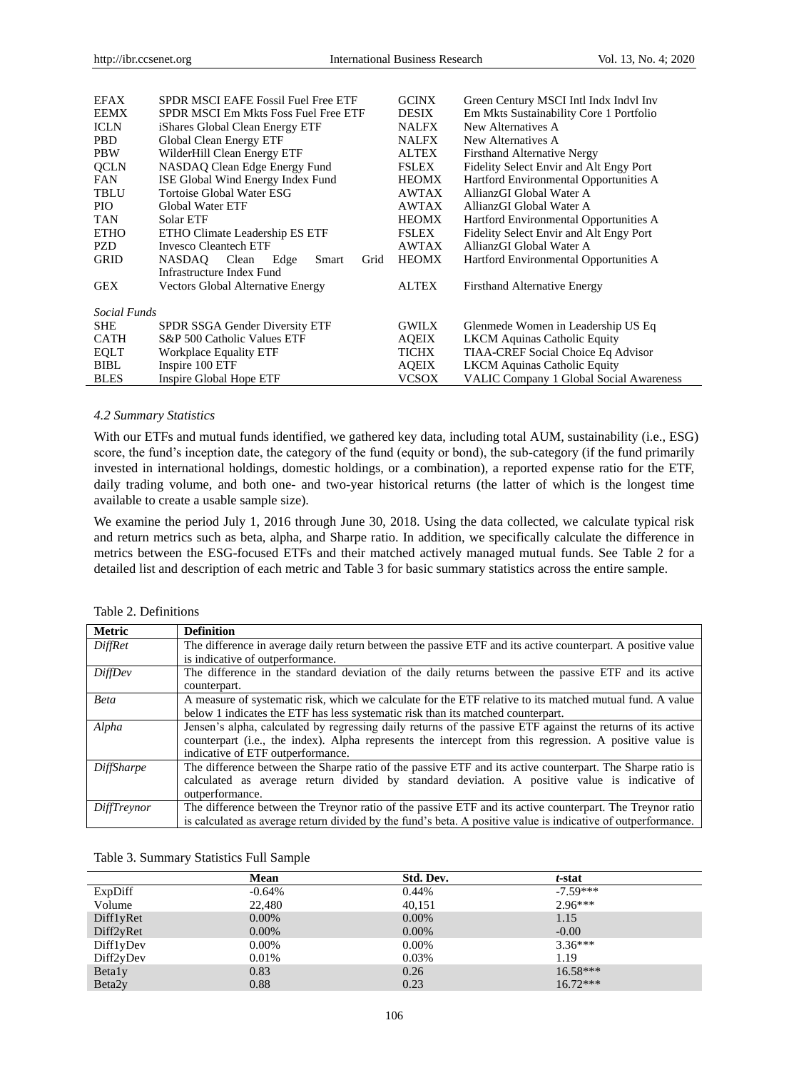| | | | |
|---|---|---|---|
| EFAX | SPDR MSCI EAFE Fossil Fuel Free ETF | GCINX | Green Century MSCI Intl Indx Indvl Inv |
| EEMX | SPDR MSCI Em Mkts Foss Fuel Free ETF | DESIX | Em Mkts Sustainability Core 1 Portfolio |
| ICLN | iShares Global Clean Energy ETF | NALFX | New Alternatives A |
| PBD | Global Clean Energy ETF | NALFX | New Alternatives A |
| PBW | WilderHill Clean Energy ETF | ALTEX | Firsthand Alternative Nergy |
| QCLN | NASDAQ Clean Edge Energy Fund | FSLEX | Fidelity Select Envir and Alt Engy Port |
| FAN | ISE Global Wind Energy Index Fund | HEOMX | Hartford Environmental Opportunities A |
| TBLU | Tortoise Global Water ESG | AWTAX | AllianzGI Global Water A |
| PIO | Global Water ETF | AWTAX | AllianzGI Global Water A |
| TAN | Solar ETF | HEOMX | Hartford Environmental Opportunities A |
| ETHO | ETHO Climate Leadership ES ETF | FSLEX | Fidelity Select Envir and Alt Engy Port |
| PZD | Invesco Cleantech ETF | AWTAX | AllianzGI Global Water A |
| GRID | NASDAQ Clean Edge Smart Grid Infrastructure Index Fund | HEOMX | Hartford Environmental Opportunities A |
| GEX | Vectors Global Alternative Energy | ALTEX | Firsthand Alternative Energy |
| *Social Funds* | | | |
| SHE | SPDR SSGA Gender Diversity ETF | GWILX | Glenmede Women in Leadership US Eq |
| CATH | S&P 500 Catholic Values ETF | AQEIX | LKCM Aquinas Catholic Equity |
| EQLT | Workplace Equality ETF | TICHX | TIAA-CREF Social Choice Eq Advisor |
| BIBL | Inspire 100 ETF | AQEIX | LKCM Aquinas Catholic Equity |
| BLES | Inspire Global Hope ETF | VCSOX | VALIC Company 1 Global Social Awareness |

### *4.2 Summary Statistics*

With our ETFs and mutual funds identified, we gathered key data, including total AUM, sustainability (i.e., ESG) score, the fund's inception date, the category of the fund (equity or bond), the sub-category (if the fund primarily invested in international holdings, domestic holdings, or a combination), a reported expense ratio for the ETF, daily trading volume, and both one- and two-year historical returns (the latter of which is the longest time available to create a usable sample size).

We examine the period July 1, 2016 through June 30, 2018. Using the data collected, we calculate typical risk and return metrics such as beta, alpha, and Sharpe ratio. In addition, we specifically calculate the difference in metrics between the ESG-focused ETFs and their matched actively managed mutual funds. See Table 2 for a detailed list and description of each metric and Table 3 for basic summary statistics across the entire sample.

Table 2. Definitions

| Metric | Definition |
|---|---|
| *DiffRet* | The difference in average daily return between the passive ETF and its active counterpart. A positive value is indicative of outperformance. |
| *DiffDev* | The difference in the standard deviation of the daily returns between the passive ETF and its active counterpart. |
| *Beta* | A measure of systematic risk, which we calculate for the ETF relative to its matched mutual fund. A value below 1 indicates the ETF has less systematic risk than its matched counterpart. |
| *Alpha* | Jensen's alpha, calculated by regressing daily returns of the passive ETF against the returns of its active counterpart (i.e., the index). Alpha represents the intercept from this regression. A positive value is indicative of ETF outperformance. |
| *DiffSharpe* | The difference between the Sharpe ratio of the passive ETF and its active counterpart. The Sharpe ratio is calculated as average return divided by standard deviation. A positive value is indicative of outperformance. |
| *DiffTreynor* | The difference between the Treynor ratio of the passive ETF and its active counterpart. The Treynor ratio is calculated as average return divided by the fund's beta. A positive value is indicative of outperformance. |

Table 3. Summary Statistics Full Sample

| | Mean | Std. Dev. | *t*-stat |
|---|---|---|---|
| ExpDiff | -0.64% | 0.44% | -7.59*** |
| Volume | 22,480 | 40,151 | 2.96*** |
| Diff1yRet | 0.00% | 0.00% | 1.15 |
| Diff2yRet | 0.00% | 0.00% | -0.00 |
| Diff1yDev | 0.00% | 0.00% | 3.36*** |
| Diff2yDev | 0.01% | 0.03% | 1.19 |
| Beta1y | 0.83 | 0.26 | 16.58*** |
| Beta2y | 0.88 | 0.23 | 16.72*** |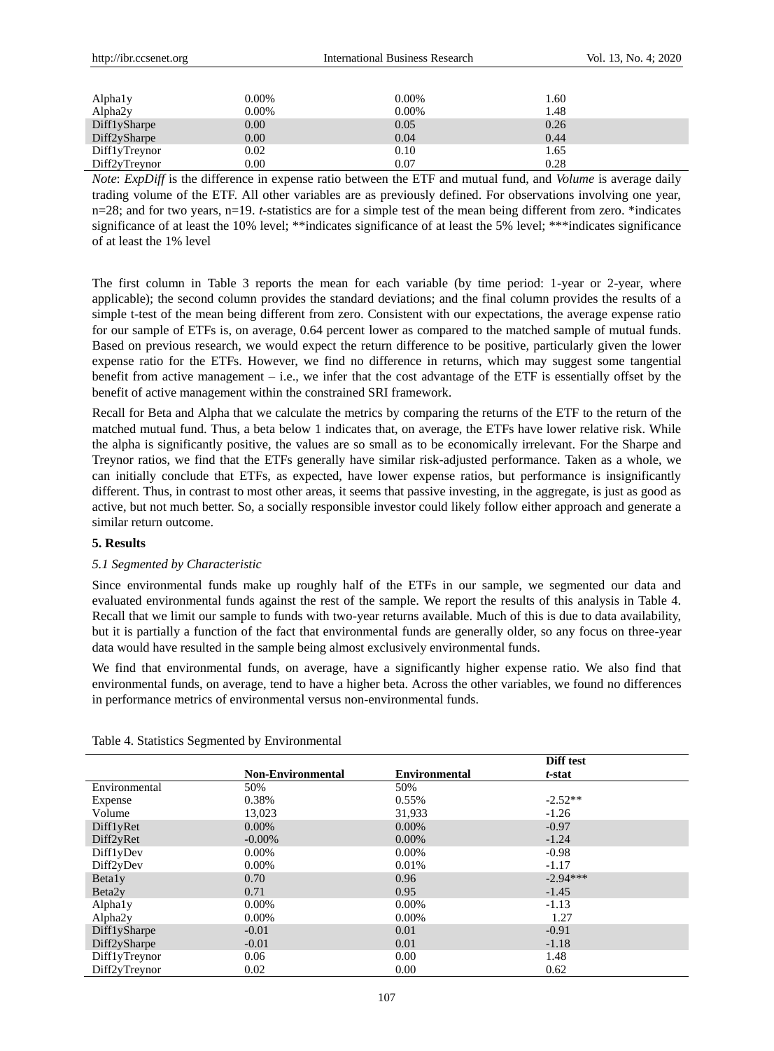| | | | |
|---|---|---|---|
| Alpha1y | 0.00% | 0.00% | 1.60 |
| Alpha2y | 0.00% | 0.00% | 1.48 |
| Diff1ySharpe | 0.00 | 0.05 | 0.26 |
| Diff2ySharpe | 0.00 | 0.04 | 0.44 |
| Diff1yTreynor | 0.02 | 0.10 | 1.65 |
| Diff2yTreynor | 0.00 | 0.07 | 0.28 |

*Note*: *ExpDiff* is the difference in expense ratio between the ETF and mutual fund, and *Volume* is average daily trading volume of the ETF. All other variables are as previously defined. For observations involving one year, n=28; and for two years, n=19. *t*-statistics are for a simple test of the mean being different from zero. *indicates significance of at least the 10% level; **indicates significance of at least the 5% level; ***indicates significance of at least the 1% level

The first column in Table 3 reports the mean for each variable (by time period: 1-year or 2-year, where applicable); the second column provides the standard deviations; and the final column provides the results of a simple t-test of the mean being different from zero. Consistent with our expectations, the average expense ratio for our sample of ETFs is, on average, 0.64 percent lower as compared to the matched sample of mutual funds. Based on previous research, we would expect the return difference to be positive, particularly given the lower expense ratio for the ETFs. However, we find no difference in returns, which may suggest some tangential benefit from active management – i.e., we infer that the cost advantage of the ETF is essentially offset by the benefit of active management within the constrained SRI framework.

Recall for Beta and Alpha that we calculate the metrics by comparing the returns of the ETF to the return of the matched mutual fund. Thus, a beta below 1 indicates that, on average, the ETFs have lower relative risk. While the alpha is significantly positive, the values are so small as to be economically irrelevant. For the Sharpe and Treynor ratios, we find that the ETFs generally have similar risk-adjusted performance. Taken as a whole, we can initially conclude that ETFs, as expected, have lower expense ratios, but performance is insignificantly different. Thus, in contrast to most other areas, it seems that passive investing, in the aggregate, is just as good as active, but not much better. So, a socially responsible investor could likely follow either approach and generate a similar return outcome.

## 5. Results

### *5.1 Segmented by Characteristic*

Since environmental funds make up roughly half of the ETFs in our sample, we segmented our data and evaluated environmental funds against the rest of the sample. We report the results of this analysis in Table 4. Recall that we limit our sample to funds with two-year returns available. Much of this is due to data availability, but it is partially a function of the fact that environmental funds are generally older, so any focus on three-year data would have resulted in the sample being almost exclusively environmental funds.

We find that environmental funds, on average, have a significantly higher expense ratio. We also find that environmental funds, on average, tend to have a higher beta. Across the other variables, we found no differences in performance metrics of environmental versus non-environmental funds.

Table 4. Statistics Segmented by Environmental

| | **Non-Environmental** | **Environmental** | **Diff test *t*-stat** |
|---|---|---|---|
| Environmental | 50% | 50% | |
| Expense | 0.38% | 0.55% | -2.52** |
| Volume | 13,023 | 31,933 | -1.26 |
| Diff1yRet | 0.00% | 0.00% | -0.97 |
| Diff2yRet | -0.00% | 0.00% | -1.24 |
| Diff1yDev | 0.00% | 0.00% | -0.98 |
| Diff2yDev | 0.00% | 0.01% | -1.17 |
| Beta1y | 0.70 | 0.96 | -2.94*** |
| Beta2y | 0.71 | 0.95 | -1.45 |
| Alpha1y | 0.00% | 0.00% | -1.13 |
| Alpha2y | 0.00% | 0.00% | 1.27 |
| Diff1ySharpe | -0.01 | 0.01 | -0.91 |
| Diff2ySharpe | -0.01 | 0.01 | -1.18 |
| Diff1yTreynor | 0.06 | 0.00 | 1.48 |
| Diff2yTreynor | 0.02 | 0.00 | 0.62 |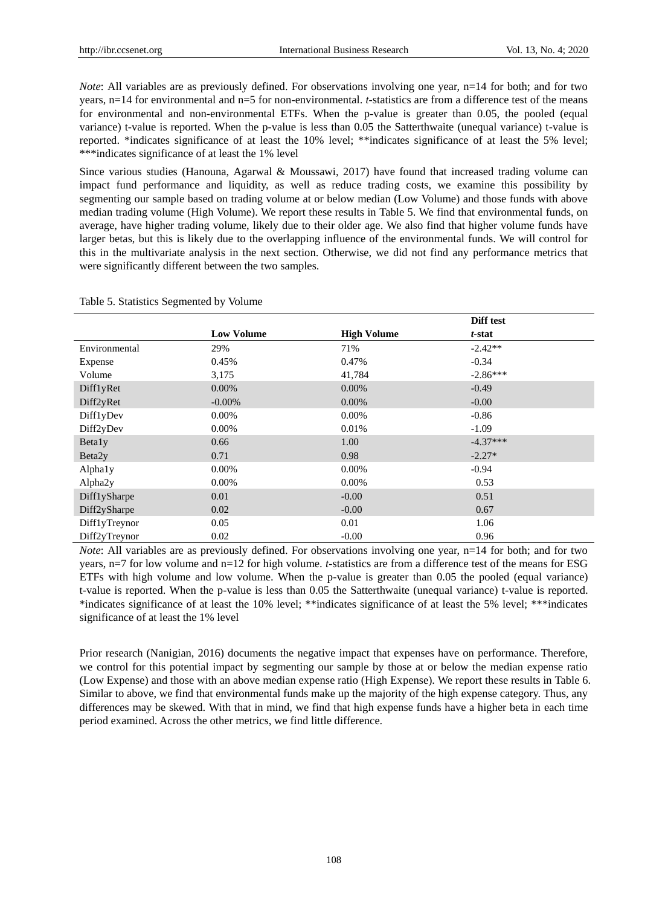*Note*: All variables are as previously defined. For observations involving one year, n=14 for both; and for two years, n=14 for environmental and n=5 for non-environmental. *t*-statistics are from a difference test of the means for environmental and non-environmental ETFs. When the p-value is greater than 0.05, the pooled (equal variance) t-value is reported. When the p-value is less than 0.05 the Satterthwaite (unequal variance) t-value is reported. *indicates significance of at least the 10% level; **indicates significance of at least the 5% level; ***indicates significance of at least the 1% level

Since various studies (Hanouna, Agarwal & Moussawi, 2017) have found that increased trading volume can impact fund performance and liquidity, as well as reduce trading costs, we examine this possibility by segmenting our sample based on trading volume at or below median (Low Volume) and those funds with above median trading volume (High Volume). We report these results in Table 5. We find that environmental funds, on average, have higher trading volume, likely due to their older age. We also find that higher volume funds have larger betas, but this is likely due to the overlapping influence of the environmental funds. We will control for this in the multivariate analysis in the next section. Otherwise, we did not find any performance metrics that were significantly different between the two samples.

Table 5. Statistics Segmented by Volume

| | **Low Volume** | **High Volume** | **Diff test *t*-stat** |
|---|---|---|---|
| Environmental | 29% | 71% | -2.42** |
| Expense | 0.45% | 0.47% | -0.34 |
| Volume | 3,175 | 41,784 | -2.86*** |
| Diff1yRet | 0.00% | 0.00% | -0.49 |
| Diff2yRet | -0.00% | 0.00% | -0.00 |
| Diff1yDev | 0.00% | 0.00% | -0.86 |
| Diff2yDev | 0.00% | 0.01% | -1.09 |
| Beta1y | 0.66 | 1.00 | -4.37*** |
| Beta2y | 0.71 | 0.98 | -2.27* |
| Alpha1y | 0.00% | 0.00% | -0.94 |
| Alpha2y | 0.00% | 0.00% | 0.53 |
| Diff1ySharpe | 0.01 | -0.00 | 0.51 |
| Diff2ySharpe | 0.02 | -0.00 | 0.67 |
| Diff1yTreynor | 0.05 | 0.01 | 1.06 |
| Diff2yTreynor | 0.02 | -0.00 | 0.96 |

*Note*: All variables are as previously defined. For observations involving one year, n=14 for both; and for two years, n=7 for low volume and n=12 for high volume. *t*-statistics are from a difference test of the means for ESG ETFs with high volume and low volume. When the p-value is greater than 0.05 the pooled (equal variance) t-value is reported. When the p-value is less than 0.05 the Satterthwaite (unequal variance) t-value is reported. *indicates significance of at least the 10% level; **indicates significance of at least the 5% level; ***indicates significance of at least the 1% level

Prior research (Nanigian, 2016) documents the negative impact that expenses have on performance. Therefore, we control for this potential impact by segmenting our sample by those at or below the median expense ratio (Low Expense) and those with an above median expense ratio (High Expense). We report these results in Table 6. Similar to above, we find that environmental funds make up the majority of the high expense category. Thus, any differences may be skewed. With that in mind, we find that high expense funds have a higher beta in each time period examined. Across the other metrics, we find little difference.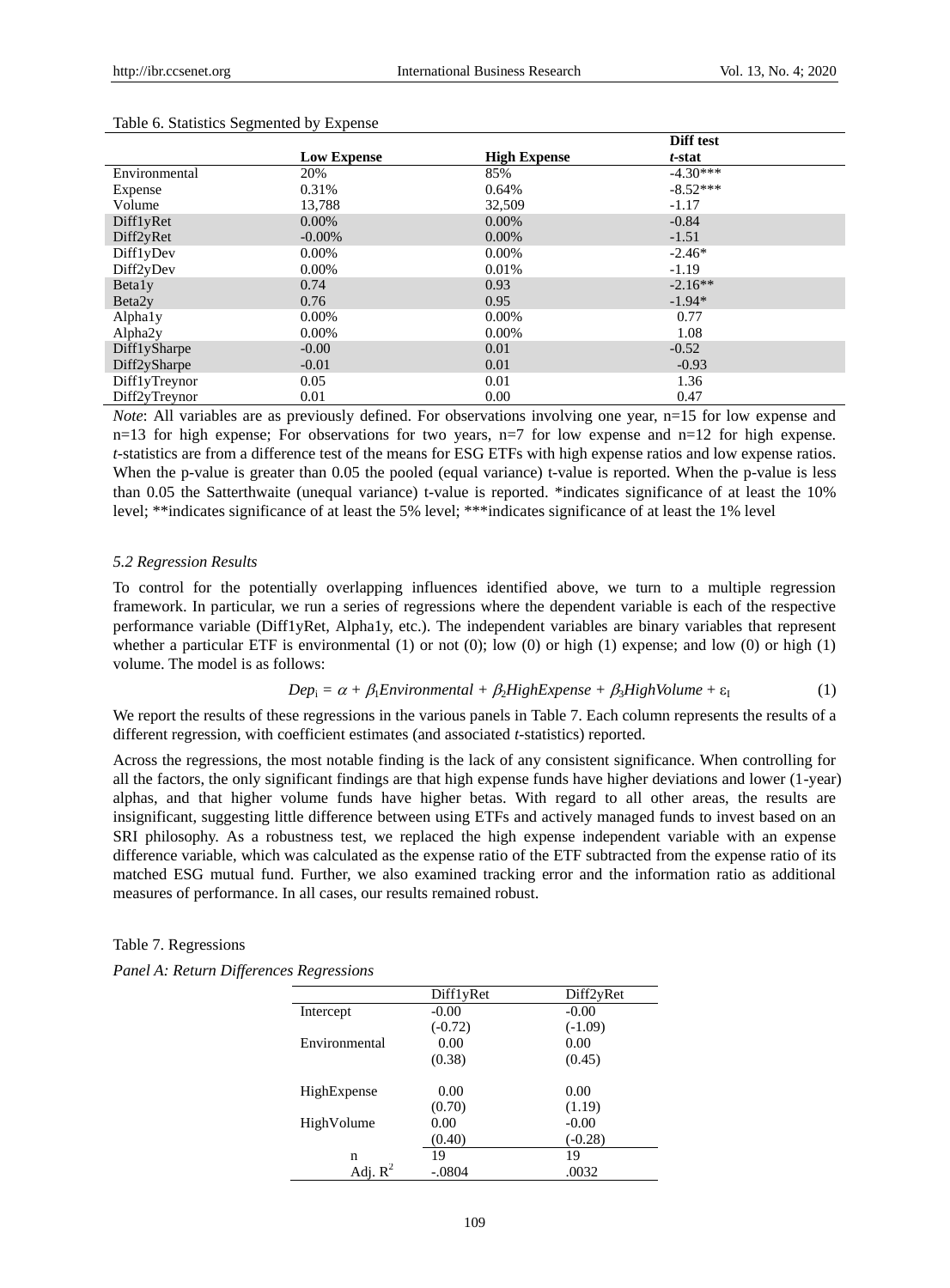Table 6. Statistics Segmented by Expense

| | Low Expense | High Expense | Diff test *t*-stat |
|---|---|---|---|
| Environmental | 20% | 85% | -4.30*** |
| Expense | 0.31% | 0.64% | -8.52*** |
| Volume | 13,788 | 32,509 | -1.17 |
| Diff1yRet | 0.00% | 0.00% | -0.84 |
| Diff2yRet | -0.00% | 0.00% | -1.51 |
| Diff1yDev | 0.00% | 0.00% | -2.46* |
| Diff2yDev | 0.00% | 0.01% | -1.19 |
| Beta1y | 0.74 | 0.93 | -2.16** |
| Beta2y | 0.76 | 0.95 | -1.94* |
| Alpha1y | 0.00% | 0.00% | 0.77 |
| Alpha2y | 0.00% | 0.00% | 1.08 |
| Diff1ySharpe | -0.00 | 0.01 | -0.52 |
| Diff2ySharpe | -0.01 | 0.01 | -0.93 |
| Diff1yTreynor | 0.05 | 0.01 | 1.36 |
| Diff2yTreynor | 0.01 | 0.00 | 0.47 |

*Note*: All variables are as previously defined. For observations involving one year, n=15 for low expense and n=13 for high expense; For observations for two years, n=7 for low expense and n=12 for high expense. *t*-statistics are from a difference test of the means for ESG ETFs with high expense ratios and low expense ratios. When the p-value is greater than 0.05 the pooled (equal variance) t-value is reported. When the p-value is less than 0.05 the Satterthwaite (unequal variance) t-value is reported. *indicates significance of at least the 10% level; **indicates significance of at least the 5% level; ***indicates significance of at least the 1% level

### *5.2 Regression Results*

To control for the potentially overlapping influences identified above, we turn to a multiple regression framework. In particular, we run a series of regressions where the dependent variable is each of the respective performance variable (Diff1yRet, Alpha1y, etc.). The independent variables are binary variables that represent whether a particular ETF is environmental (1) or not (0); low (0) or high (1) expense; and low (0) or high (1) volume. The model is as follows:

$$Dep_i = \alpha + \beta_1 Environmental + \beta_2 HighExpense + \beta_3 HighVolume + \varepsilon_I \qquad (1)$$

We report the results of these regressions in the various panels in Table 7. Each column represents the results of a different regression, with coefficient estimates (and associated *t*-statistics) reported.

Across the regressions, the most notable finding is the lack of any consistent significance. When controlling for all the factors, the only significant findings are that high expense funds have higher deviations and lower (1-year) alphas, and that higher volume funds have higher betas. With regard to all other areas, the results are insignificant, suggesting little difference between using ETFs and actively managed funds to invest based on an SRI philosophy. As a robustness test, we replaced the high expense independent variable with an expense difference variable, which was calculated as the expense ratio of the ETF subtracted from the expense ratio of its matched ESG mutual fund. Further, we also examined tracking error and the information ratio as additional measures of performance. In all cases, our results remained robust.

Table 7. Regressions

*Panel A: Return Differences Regressions*

| | Diff1yRet | Diff2yRet |
|---|---|---|
| Intercept | -0.00 | -0.00 |
| | (-0.72) | (-1.09) |
| Environmental | 0.00 | 0.00 |
| | (0.38) | (0.45) |
| HighExpense | 0.00 | 0.00 |
| | (0.70) | (1.19) |
| HighVolume | 0.00 | -0.00 |
| | (0.40) | (-0.28) |
| n | 19 | 19 |
| Adj. $R^2$ | -.0804 | .0032 |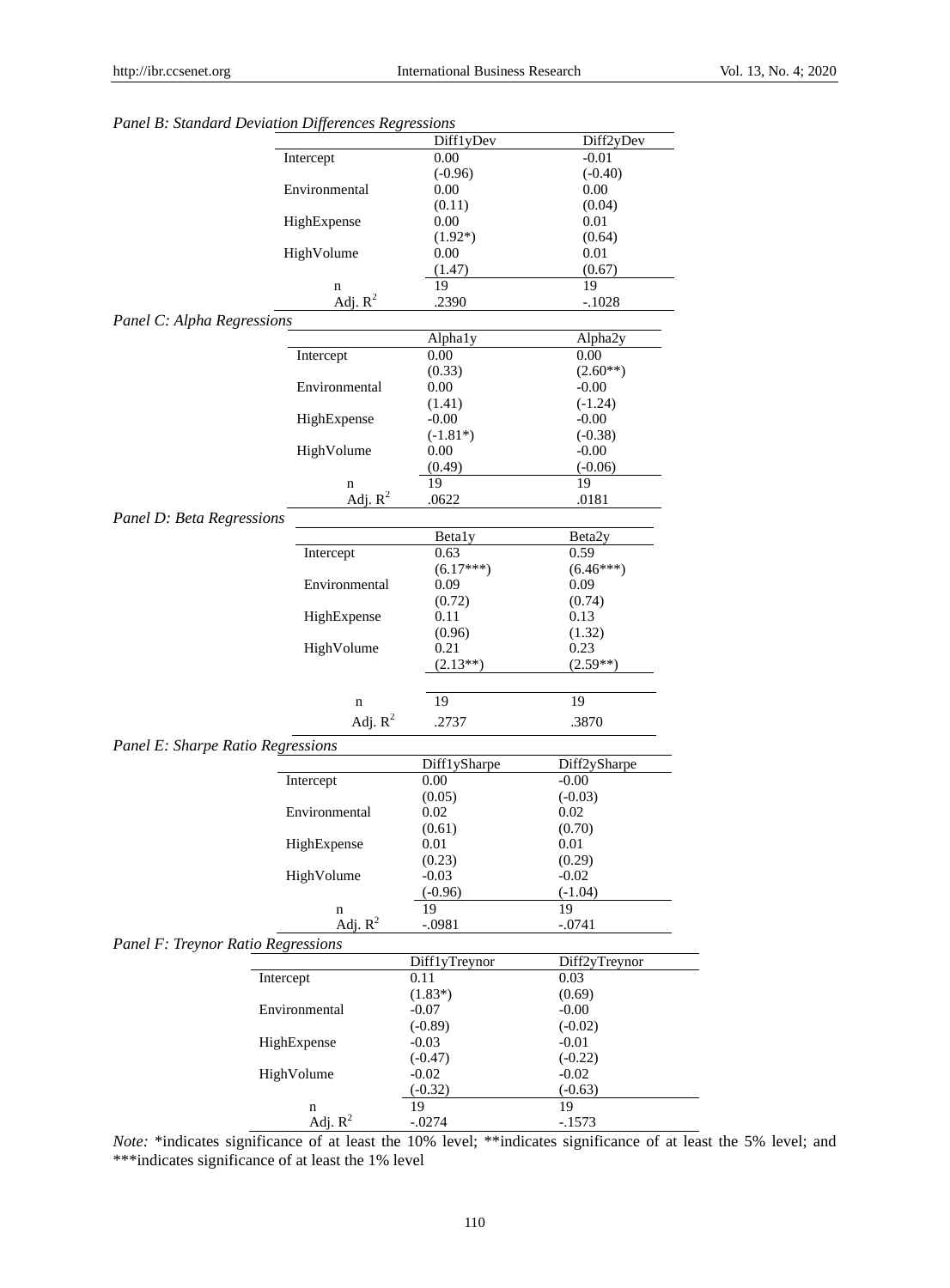*Panel B: Standard Deviation Differences Regressions*

| | Diff1yDev | Diff2yDev |
|---|---|---|
| Intercept | 0.00 | -0.01 |
| | (-0.96) | (-0.40) |
| Environmental | 0.00 | 0.00 |
| | (0.11) | (0.04) |
| HighExpense | 0.00 | 0.01 |
| | (1.92*) | (0.64) |
| HighVolume | 0.00 | 0.01 |
| | (1.47) | (0.67) |
| n | 19 | 19 |
| Adj. $R^2$ | .2390 | -.1028 |

*Panel C: Alpha Regressions*

| | Alpha1y | Alpha2y |
|---|---|---|
| Intercept | 0.00 | 0.00 |
| | (0.33) | (2.60**) |
| Environmental | 0.00 | -0.00 |
| | (1.41) | (-1.24) |
| HighExpense | -0.00 | -0.00 |
| | (-1.81*) | (-0.38) |
| HighVolume | 0.00 | -0.00 |
| | (0.49) | (-0.06) |
| n | 19 | 19 |
| Adj. $R^2$ | .0622 | .0181 |

*Panel D: Beta Regressions*

| | Beta1y | Beta2y |
|---|---|---|
| Intercept | 0.63 | 0.59 |
| | (6.17***) | (6.46***) |
| Environmental | 0.09 | 0.09 |
| | (0.72) | (0.74) |
| HighExpense | 0.11 | 0.13 |
| | (0.96) | (1.32) |
| HighVolume | 0.21 | 0.23 |
| | (2.13**) | (2.59**) |
| n | 19 | 19 |
| Adj. $R^2$ | .2737 | .3870 |

*Panel E: Sharpe Ratio Regressions*

| | Diff1ySharpe | Diff2ySharpe |
|---|---|---|
| Intercept | 0.00 | -0.00 |
| | (0.05) | (-0.03) |
| Environmental | 0.02 | 0.02 |
| | (0.61) | (0.70) |
| HighExpense | 0.01 | 0.01 |
| | (0.23) | (0.29) |
| HighVolume | -0.03 | -0.02 |
| | (-0.96) | (-1.04) |
| n | 19 | 19 |
| Adj. $R^2$ | -.0981 | -.0741 |

*Panel F: Treynor Ratio Regressions*

| | Diff1yTreynor | Diff2yTreynor |
|---|---|---|
| Intercept | 0.11 | 0.03 |
| | (1.83*) | (0.69) |
| Environmental | -0.07 | -0.00 |
| | (-0.89) | (-0.02) |
| HighExpense | -0.03 | -0.01 |
| | (-0.47) | (-0.22) |
| HighVolume | -0.02 | -0.02 |
| | (-0.32) | (-0.63) |
| n | 19 | 19 |
| Adj. $R^2$ | -.0274 | -.1573 |

*Note:* *indicates significance of at least the 10% level; **indicates significance of at least the 5% level; and ***indicates significance of at least the 1% level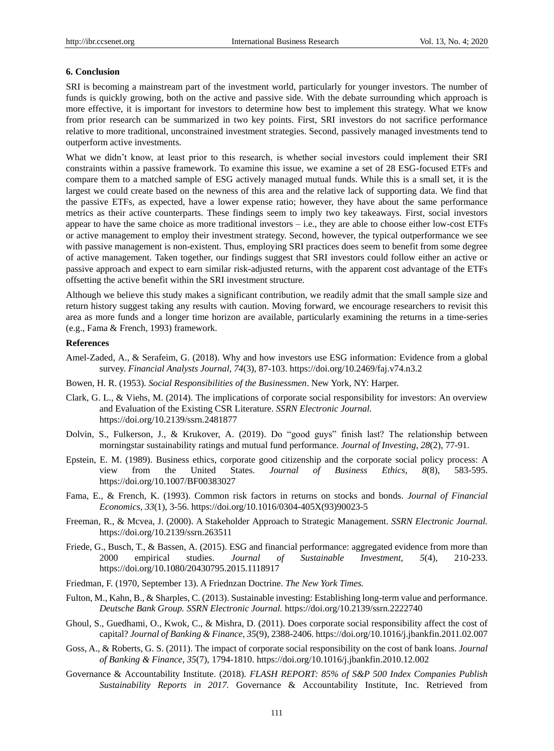## 6. Conclusion

SRI is becoming a mainstream part of the investment world, particularly for younger investors. The number of funds is quickly growing, both on the active and passive side. With the debate surrounding which approach is more effective, it is important for investors to determine how best to implement this strategy. What we know from prior research can be summarized in two key points. First, SRI investors do not sacrifice performance relative to more traditional, unconstrained investment strategies. Second, passively managed investments tend to outperform active investments.

What we didn't know, at least prior to this research, is whether social investors could implement their SRI constraints within a passive framework. To examine this issue, we examine a set of 28 ESG-focused ETFs and compare them to a matched sample of ESG actively managed mutual funds. While this is a small set, it is the largest we could create based on the newness of this area and the relative lack of supporting data. We find that the passive ETFs, as expected, have a lower expense ratio; however, they have about the same performance metrics as their active counterparts. These findings seem to imply two key takeaways. First, social investors appear to have the same choice as more traditional investors – i.e., they are able to choose either low-cost ETFs or active management to employ their investment strategy. Second, however, the typical outperformance we see with passive management is non-existent. Thus, employing SRI practices does seem to benefit from some degree of active management. Taken together, our findings suggest that SRI investors could follow either an active or passive approach and expect to earn similar risk-adjusted returns, with the apparent cost advantage of the ETFs offsetting the active benefit within the SRI investment structure.

Although we believe this study makes a significant contribution, we readily admit that the small sample size and return history suggest taking any results with caution. Moving forward, we encourage researchers to revisit this area as more funds and a longer time horizon are available, particularly examining the returns in a time-series (e.g., Fama & French, 1993) framework.

## References

Amel-Zaded, A., & Serafeim, G. (2018). Why and how investors use ESG information: Evidence from a global survey. *Financial Analysts Journal, 74*(3), 87-103. https://doi.org/10.2469/faj.v74.n3.2

Bowen, H. R. (1953). *Social Responsibilities of the Businessmen*. New York, NY: Harper.

Clark, G. L., & Viehs, M. (2014). The implications of corporate social responsibility for investors: An overview and Evaluation of the Existing CSR Literature. *SSRN Electronic Journal.* https://doi.org/10.2139/ssrn.2481877

Dolvin, S., Fulkerson, J., & Krukover, A. (2019). Do "good guys" finish last? The relationship between morningstar sustainability ratings and mutual fund performance. *Journal of Investing, 28*(2), 77-91.

Epstein, E. M. (1989). Business ethics, corporate good citizenship and the corporate social policy process: A view from the United States. *Journal of Business Ethics, 8*(8), 583-595. https://doi.org/10.1007/BF00383027

Fama, E., & French, K. (1993). Common risk factors in returns on stocks and bonds. *Journal of Financial Economics*, *33*(1), 3-56. https://doi.org/10.1016/0304-405X(93)90023-5

Freeman, R., & Mcvea, J. (2000). A Stakeholder Approach to Strategic Management. *SSRN Electronic Journal.* https://doi.org/10.2139/ssrn.263511

Friede, G., Busch, T., & Bassen, A. (2015). ESG and financial performance: aggregated evidence from more than 2000 empirical studies. *Journal of Sustainable Investment, 5*(4), 210-233. https://doi.org/10.1080/20430795.2015.1118917

Friedman, F. (1970, September 13). A Friednzan Doctrine. *The New York Times.*

Fulton, M., Kahn, B., & Sharples, C. (2013). Sustainable investing: Establishing long-term value and performance. *Deutsche Bank Group. SSRN Electronic Journal.* https://doi.org/10.2139/ssrn.2222740

Ghoul, S., Guedhami, O., Kwok, C., & Mishra, D. (2011). Does corporate social responsibility affect the cost of capital? *Journal of Banking & Finance, 35*(9), 2388-2406. https://doi.org/10.1016/j.jbankfin.2011.02.007

Goss, A., & Roberts, G. S. (2011). The impact of corporate social responsibility on the cost of bank loans. *Journal of Banking & Finance, 35*(7), 1794-1810. https://doi.org/10.1016/j.jbankfin.2010.12.002

Governance & Accountability Institute. (2018). *FLASH REPORT: 85% of S&P 500 Index Companies Publish Sustainability Reports in 2017.* Governance & Accountability Institute, Inc. Retrieved from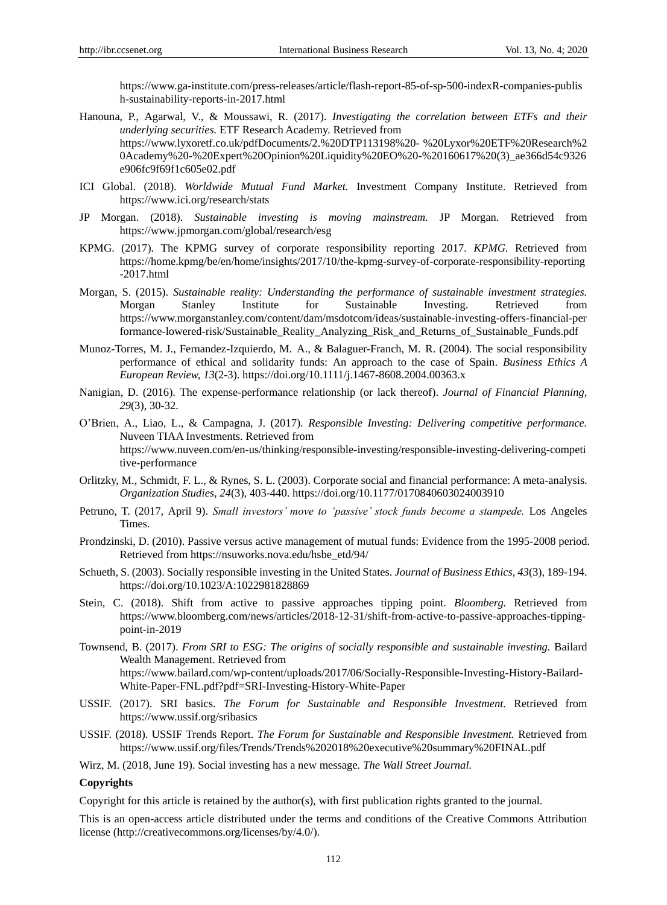https://www.ga-institute.com/press-releases/article/flash-report-85-of-sp-500-indexR-companies-publish-sustainability-reports-in-2017.html

Hanouna, P., Agarwal, V., & Moussawi, R. (2017). *Investigating the correlation between ETFs and their underlying securities.* ETF Research Academy. Retrieved from https://www.lyxoretf.co.uk/pdfDocuments/2.%20DTP113198%20- %20Lyxor%20ETF%20Research%20Academy%20-%20Expert%20Opinion%20Liquidity%20EO%20-%20160617%20(3)_ae366d54c9326e906fc9f69f1c605e02.pdf

ICI Global. (2018). *Worldwide Mutual Fund Market.* Investment Company Institute. Retrieved from https://www.ici.org/research/stats

JP Morgan. (2018). *Sustainable investing is moving mainstream.* JP Morgan. Retrieved from https://www.jpmorgan.com/global/research/esg

KPMG. (2017). The KPMG survey of corporate responsibility reporting 2017. *KPMG.* Retrieved from https://home.kpmg/be/en/home/insights/2017/10/the-kpmg-survey-of-corporate-responsibility-reporting-2017.html

Morgan, S. (2015). *Sustainable reality: Understanding the performance of sustainable investment strategies.* Morgan Stanley Institute for Sustainable Investing. Retrieved from https://www.morganstanley.com/content/dam/msdotcom/ideas/sustainable-investing-offers-financial-performance-lowered-risk/Sustainable_Reality_Analyzing_Risk_and_Returns_of_Sustainable_Funds.pdf

Munoz-Torres, M. J., Fernandez-Izquierdo, M. A., & Balaguer-Franch, M. R. (2004). The social responsibility performance of ethical and solidarity funds: An approach to the case of Spain. *Business Ethics A European Review, 13*(2-3). https://doi.org/10.1111/j.1467-8608.2004.00363.x

Nanigian, D. (2016). The expense-performance relationship (or lack thereof). *Journal of Financial Planning, 29*(3), 30-32.

O'Brien, A., Liao, L., & Campagna, J. (2017). *Responsible Investing: Delivering competitive performance.* Nuveen TIAA Investments. Retrieved from https://www.nuveen.com/en-us/thinking/responsible-investing/responsible-investing-delivering-competitive-performance

Orlitzky, M., Schmidt, F. L., & Rynes, S. L. (2003). Corporate social and financial performance: A meta-analysis. *Organization Studies, 24*(3), 403-440. https://doi.org/10.1177/0170840603024003910

Petruno, T. (2017, April 9). *Small investors' move to 'passive' stock funds become a stampede.* Los Angeles Times.

Prondzinski, D. (2010). Passive versus active management of mutual funds: Evidence from the 1995-2008 period. Retrieved from https://nsuworks.nova.edu/hsbe_etd/94/

Schueth, S. (2003). Socially responsible investing in the United States. *Journal of Business Ethics, 43*(3), 189-194. https://doi.org/10.1023/A:1022981828869

Stein, C. (2018). Shift from active to passive approaches tipping point. *Bloomberg.* Retrieved from https://www.bloomberg.com/news/articles/2018-12-31/shift-from-active-to-passive-approaches-tipping-point-in-2019

Townsend, B. (2017). *From SRI to ESG: The origins of socially responsible and sustainable investing.* Bailard Wealth Management. Retrieved from https://www.bailard.com/wp-content/uploads/2017/06/Socially-Responsible-Investing-History-Bailard-White-Paper-FNL.pdf?pdf=SRI-Investing-History-White-Paper

USSIF. (2017). SRI basics. *The Forum for Sustainable and Responsible Investment.* Retrieved from https://www.ussif.org/sribasics

USSIF. (2018). USSIF Trends Report. *The Forum for Sustainable and Responsible Investment.* Retrieved from https://www.ussif.org/files/Trends/Trends%202018%20executive%20summary%20FINAL.pdf

Wirz, M. (2018, June 19). Social investing has a new message. *The Wall Street Journal.*

**Copyrights**

Copyright for this article is retained by the author(s), with first publication rights granted to the journal.

This is an open-access article distributed under the terms and conditions of the Creative Commons Attribution license (http://creativecommons.org/licenses/by/4.0/).